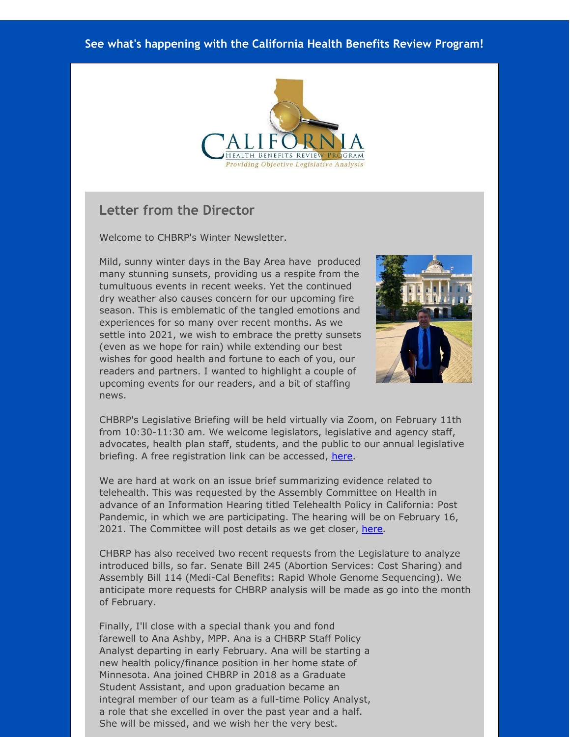See what's happening with the California Health Benefits Review Program!

CALIFORNIA
HEALTH BENEFITS REVIEW PROGRAM
*Providing Objective Legislative Analysis*

## Letter from the Director

Welcome to CHBRP's Winter Newsletter.

Mild, sunny winter days in the Bay Area have produced many stunning sunsets, providing us a respite from the tumultuous events in recent weeks. Yet the continued dry weather also causes concern for our upcoming fire season. This is emblematic of the tangled emotions and experiences for so many over recent months. As we settle into 2021, we wish to embrace the pretty sunsets (even as we hope for rain) while extending our best wishes for good health and fortune to each of you, our readers and partners. I wanted to highlight a couple of upcoming events for our readers, and a bit of staffing news.

CHBRP's Legislative Briefing will be held virtually via Zoom, on February 11th from 10:30-11:30 am. We welcome legislators, legislative and agency staff, advocates, health plan staff, students, and the public to our annual legislative briefing. A free registration link can be accessed, here.

We are hard at work on an issue brief summarizing evidence related to telehealth. This was requested by the Assembly Committee on Health in advance of an Information Hearing titled Telehealth Policy in California: Post Pandemic, in which we are participating. The hearing will be on February 16, 2021. The Committee will post details as we get closer, here.

CHBRP has also received two recent requests from the Legislature to analyze introduced bills, so far. Senate Bill 245 (Abortion Services: Cost Sharing) and Assembly Bill 114 (Medi-Cal Benefits: Rapid Whole Genome Sequencing). We anticipate more requests for CHBRP analysis will be made as go into the month of February.

Finally, I'll close with a special thank you and fond farewell to Ana Ashby, MPP. Ana is a CHBRP Staff Policy Analyst departing in early February. Ana will be starting a new health policy/finance position in her home state of Minnesota. Ana joined CHBRP in 2018 as a Graduate Student Assistant, and upon graduation became an integral member of our team as a full-time Policy Analyst, a role that she excelled in over the past year and a half. She will be missed, and we wish her the very best.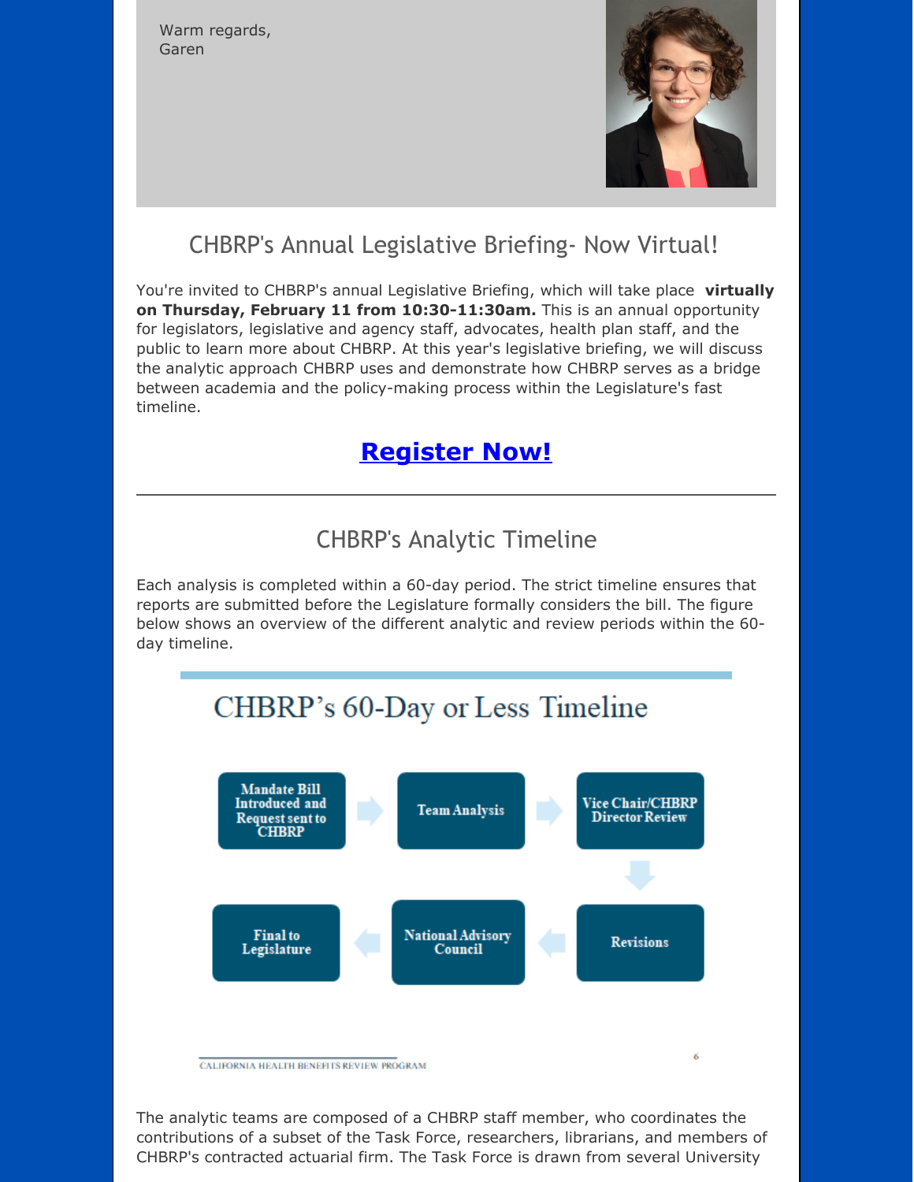Warm regards,
Garen

## CHBRP's Annual Legislative Briefing- Now Virtual!

You're invited to CHBRP's annual Legislative Briefing, which will take place **virtually on Thursday, February 11 from 10:30-11:30am.** This is an annual opportunity for legislators, legislative and agency staff, advocates, health plan staff, and the public to learn more about CHBRP. At this year's legislative briefing, we will discuss the analytic approach CHBRP uses and demonstrate how CHBRP serves as a bridge between academia and the policy-making process within the Legislature's fast timeline.

**Register Now!**

---

## CHBRP's Analytic Timeline

Each analysis is completed within a 60-day period. The strict timeline ensures that reports are submitted before the Legislature formally considers the bill. The figure below shows an overview of the different analytic and review periods within the 60-day timeline.

### CHBRP's 60-Day or Less Timeline

Mandate Bill Introduced and Request sent to CHBRP → Team Analysis → Vice Chair/CHBRP Director Review → Revisions → National Advisory Council → Final to Legislature

CALIFORNIA HEALTH BENEFITS REVIEW PROGRAM

The analytic teams are composed of a CHBRP staff member, who coordinates the contributions of a subset of the Task Force, researchers, librarians, and members of CHBRP's contracted actuarial firm. The Task Force is drawn from several University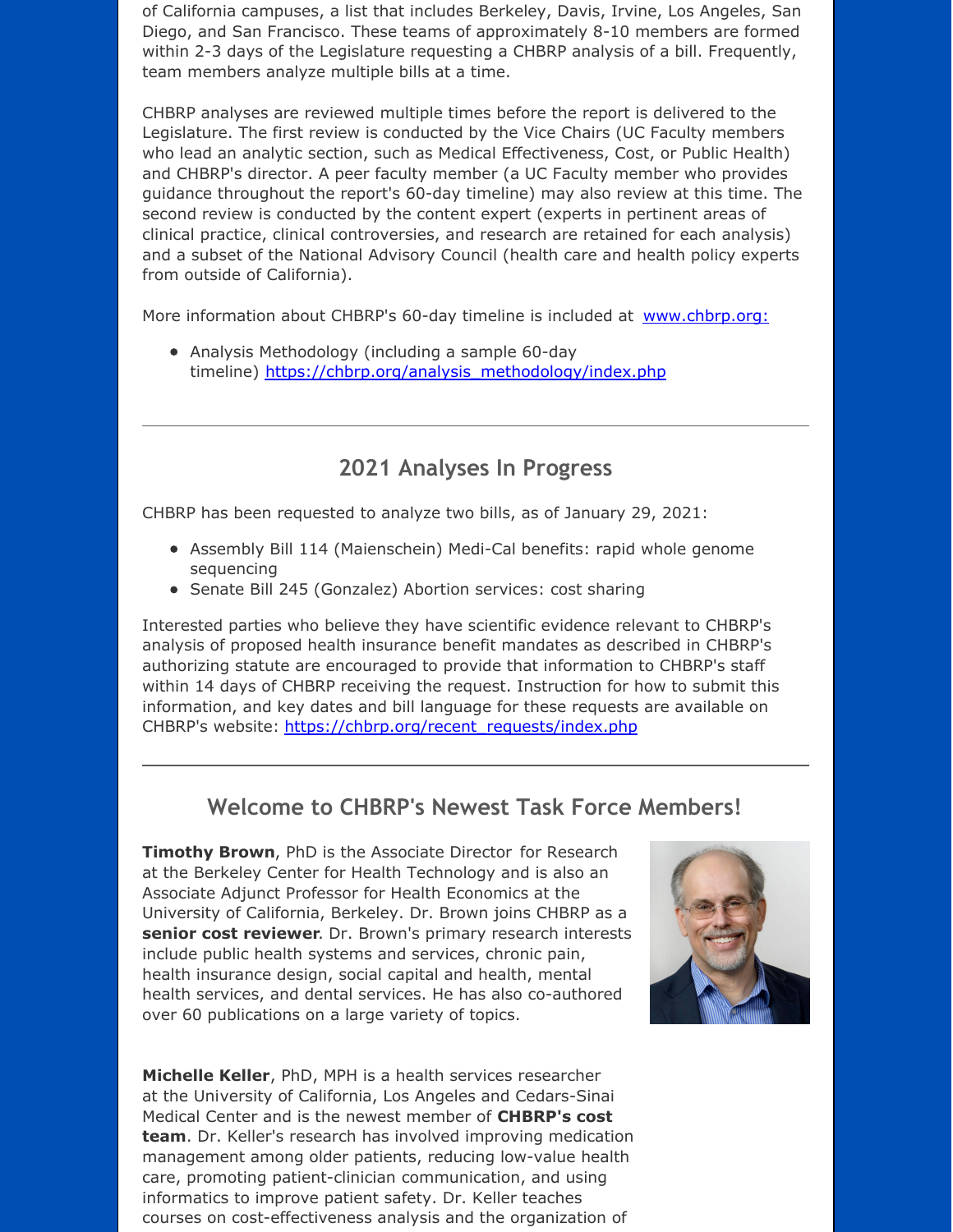of California campuses, a list that includes Berkeley, Davis, Irvine, Los Angeles, San Diego, and San Francisco. These teams of approximately 8-10 members are formed within 2-3 days of the Legislature requesting a CHBRP analysis of a bill. Frequently, team members analyze multiple bills at a time.

CHBRP analyses are reviewed multiple times before the report is delivered to the Legislature. The first review is conducted by the Vice Chairs (UC Faculty members who lead an analytic section, such as Medical Effectiveness, Cost, or Public Health) and CHBRP's director. A peer faculty member (a UC Faculty member who provides guidance throughout the report's 60-day timeline) may also review at this time. The second review is conducted by the content expert (experts in pertinent areas of clinical practice, clinical controversies, and research are retained for each analysis) and a subset of the National Advisory Council (health care and health policy experts from outside of California).

More information about CHBRP's 60-day timeline is included at [www.chbrp.org:](www.chbrp.org)

- Analysis Methodology (including a sample 60-day timeline) https://chbrp.org/analysis_methodology/index.php

## 2021 Analyses In Progress

CHBRP has been requested to analyze two bills, as of January 29, 2021:

- Assembly Bill 114 (Maienschein) Medi-Cal benefits: rapid whole genome sequencing
- Senate Bill 245 (Gonzalez) Abortion services: cost sharing

Interested parties who believe they have scientific evidence relevant to CHBRP's analysis of proposed health insurance benefit mandates as described in CHBRP's authorizing statute are encouraged to provide that information to CHBRP's staff within 14 days of CHBRP receiving the request. Instruction for how to submit this information, and key dates and bill language for these requests are available on CHBRP's website: https://chbrp.org/recent_requests/index.php

## Welcome to CHBRP's Newest Task Force Members!

**Timothy Brown**, PhD is the Associate Director for Research at the Berkeley Center for Health Technology and is also an Associate Adjunct Professor for Health Economics at the University of California, Berkeley. Dr. Brown joins CHBRP as a **senior cost reviewer**. Dr. Brown's primary research interests include public health systems and services, chronic pain, health insurance design, social capital and health, mental health services, and dental services. He has also co-authored over 60 publications on a large variety of topics.

**Michelle Keller**, PhD, MPH is a health services researcher at the University of California, Los Angeles and Cedars-Sinai Medical Center and is the newest member of **CHBRP's cost team**. Dr. Keller's research has involved improving medication management among older patients, reducing low-value health care, promoting patient-clinician communication, and using informatics to improve patient safety. Dr. Keller teaches courses on cost-effectiveness analysis and the organization of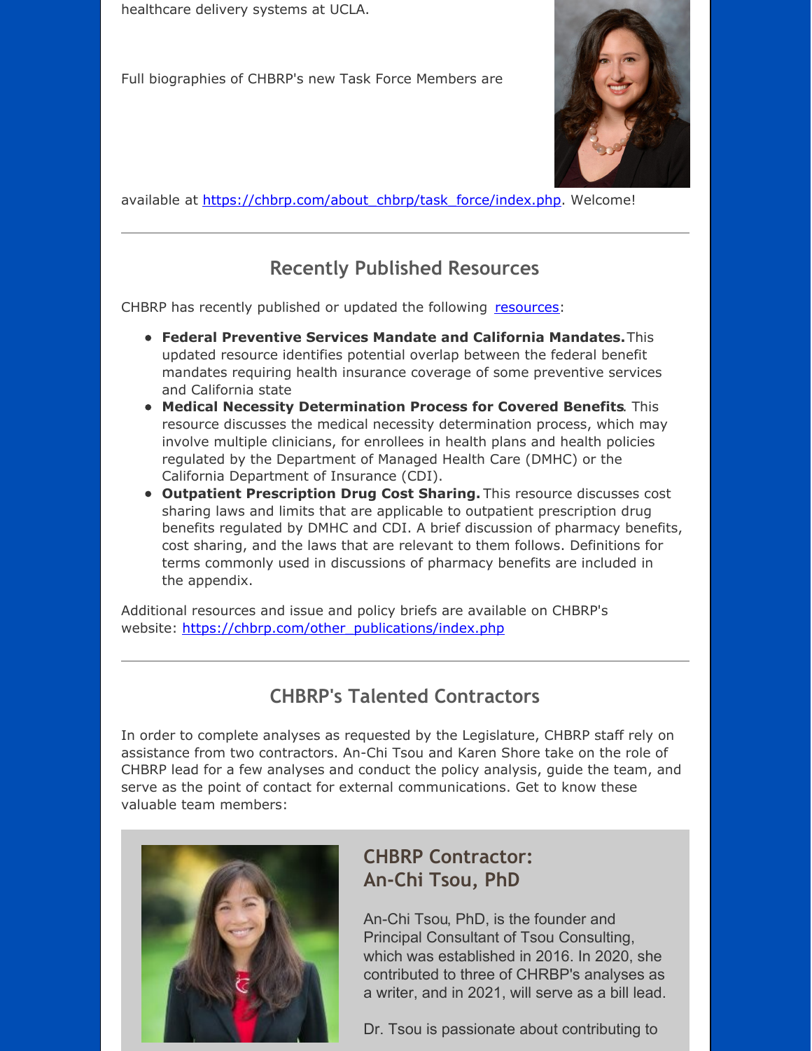healthcare delivery systems at UCLA.

Full biographies of CHBRP's new Task Force Members are available at https://chbrp.com/about_chbrp/task_force/index.php. Welcome!

---

## Recently Published Resources

CHBRP has recently published or updated the following resources:

- **Federal Preventive Services Mandate and California Mandates.** This updated resource identifies potential overlap between the federal benefit mandates requiring health insurance coverage of some preventive services and California state
- **Medical Necessity Determination Process for Covered Benefits**. This resource discusses the medical necessity determination process, which may involve multiple clinicians, for enrollees in health plans and health policies regulated by the Department of Managed Health Care (DMHC) or the California Department of Insurance (CDI).
- **Outpatient Prescription Drug Cost Sharing.** This resource discusses cost sharing laws and limits that are applicable to outpatient prescription drug benefits regulated by DMHC and CDI. A brief discussion of pharmacy benefits, cost sharing, and the laws that are relevant to them follows. Definitions for terms commonly used in discussions of pharmacy benefits are included in the appendix.

Additional resources and issue and policy briefs are available on CHBRP's website: https://chbrp.com/other_publications/index.php

---

## CHBRP's Talented Contractors

In order to complete analyses as requested by the Legislature, CHBRP staff rely on assistance from two contractors. An-Chi Tsou and Karen Shore take on the role of CHBRP lead for a few analyses and conduct the policy analysis, guide the team, and serve as the point of contact for external communications. Get to know these valuable team members:

### CHBRP Contractor: An-Chi Tsou, PhD

An-Chi Tsou, PhD, is the founder and Principal Consultant of Tsou Consulting, which was established in 2016. In 2020, she contributed to three of CHRBP's analyses as a writer, and in 2021, will serve as a bill lead.

Dr. Tsou is passionate about contributing to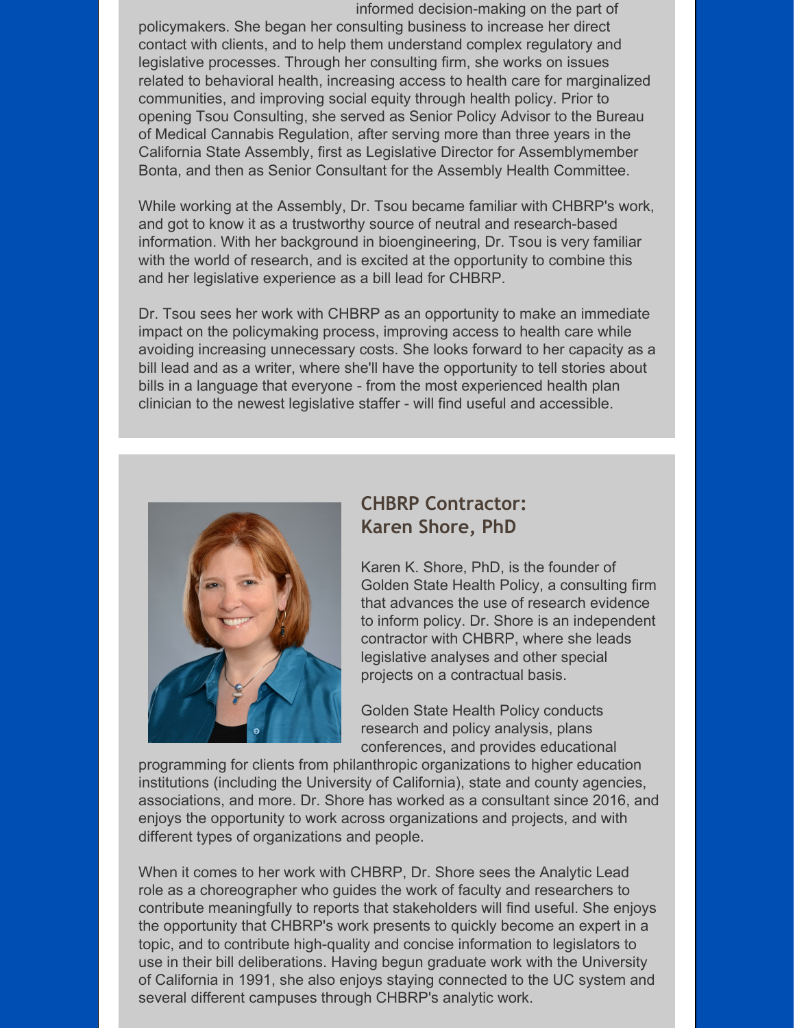informed decision-making on the part of policymakers. She began her consulting business to increase her direct contact with clients, and to help them understand complex regulatory and legislative processes. Through her consulting firm, she works on issues related to behavioral health, increasing access to health care for marginalized communities, and improving social equity through health policy. Prior to opening Tsou Consulting, she served as Senior Policy Advisor to the Bureau of Medical Cannabis Regulation, after serving more than three years in the California State Assembly, first as Legislative Director for Assemblymember Bonta, and then as Senior Consultant for the Assembly Health Committee.

While working at the Assembly, Dr. Tsou became familiar with CHBRP's work, and got to know it as a trustworthy source of neutral and research-based information. With her background in bioengineering, Dr. Tsou is very familiar with the world of research, and is excited at the opportunity to combine this and her legislative experience as a bill lead for CHBRP.

Dr. Tsou sees her work with CHBRP as an opportunity to make an immediate impact on the policymaking process, improving access to health care while avoiding increasing unnecessary costs. She looks forward to her capacity as a bill lead and as a writer, where she'll have the opportunity to tell stories about bills in a language that everyone - from the most experienced health plan clinician to the newest legislative staffer - will find useful and accessible.

## CHBRP Contractor: Karen Shore, PhD

Karen K. Shore, PhD, is the founder of Golden State Health Policy, a consulting firm that advances the use of research evidence to inform policy. Dr. Shore is an independent contractor with CHBRP, where she leads legislative analyses and other special projects on a contractual basis.

Golden State Health Policy conducts research and policy analysis, plans conferences, and provides educational programming for clients from philanthropic organizations to higher education institutions (including the University of California), state and county agencies, associations, and more. Dr. Shore has worked as a consultant since 2016, and enjoys the opportunity to work across organizations and projects, and with different types of organizations and people.

When it comes to her work with CHBRP, Dr. Shore sees the Analytic Lead role as a choreographer who guides the work of faculty and researchers to contribute meaningfully to reports that stakeholders will find useful. She enjoys the opportunity that CHBRP's work presents to quickly become an expert in a topic, and to contribute high-quality and concise information to legislators to use in their bill deliberations. Having begun graduate work with the University of California in 1991, she also enjoys staying connected to the UC system and several different campuses through CHBRP's analytic work.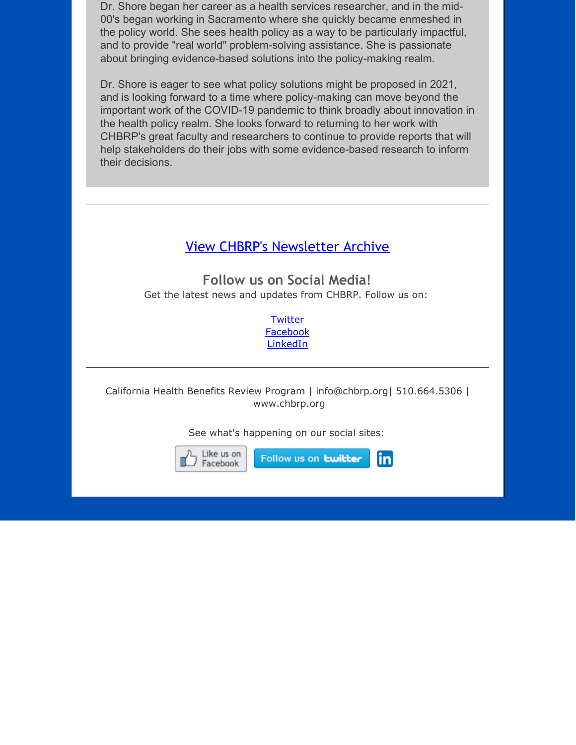Dr. Shore began her career as a health services researcher, and in the mid-00's began working in Sacramento where she quickly became enmeshed in the policy world. She sees health policy as a way to be particularly impactful, and to provide "real world" problem-solving assistance. She is passionate about bringing evidence-based solutions into the policy-making realm.

Dr. Shore is eager to see what policy solutions might be proposed in 2021, and is looking forward to a time where policy-making can move beyond the important work of the COVID-19 pandemic to think broadly about innovation in the health policy realm. She looks forward to returning to her work with CHBRP's great faculty and researchers to continue to provide reports that will help stakeholders do their jobs with some evidence-based research to inform their decisions.

---

View CHBRP's Newsletter Archive

## Follow us on Social Media!

Get the latest news and updates from CHBRP. Follow us on:

Twitter
Facebook
LinkedIn

---

California Health Benefits Review Program | info@chbrp.org| 510.664.5306 | www.chbrp.org

See what's happening on our social sites:

Like us on Facebook | Follow us on twitter | in